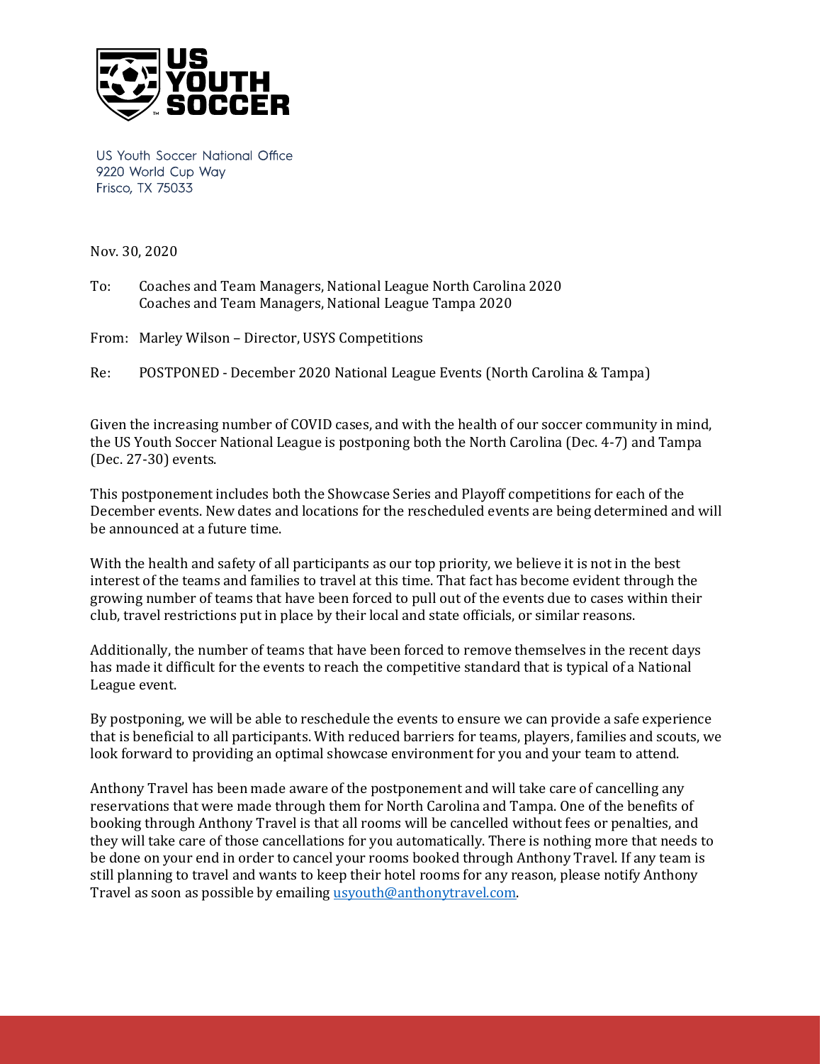US Youth Soccer National Office
9220 World Cup Way
Frisco, TX 75033

Nov. 30, 2020

To: Coaches and Team Managers, National League North Carolina 2020
Coaches and Team Managers, National League Tampa 2020

From: Marley Wilson – Director, USYS Competitions

Re: POSTPONED - December 2020 National League Events (North Carolina & Tampa)

Given the increasing number of COVID cases, and with the health of our soccer community in mind, the US Youth Soccer National League is postponing both the North Carolina (Dec. 4-7) and Tampa (Dec. 27-30) events.

This postponement includes both the Showcase Series and Playoff competitions for each of the December events. New dates and locations for the rescheduled events are being determined and will be announced at a future time.

With the health and safety of all participants as our top priority, we believe it is not in the best interest of the teams and families to travel at this time. That fact has become evident through the growing number of teams that have been forced to pull out of the events due to cases within their club, travel restrictions put in place by their local and state officials, or similar reasons.

Additionally, the number of teams that have been forced to remove themselves in the recent days has made it difficult for the events to reach the competitive standard that is typical of a National League event.

By postponing, we will be able to reschedule the events to ensure we can provide a safe experience that is beneficial to all participants. With reduced barriers for teams, players, families and scouts, we look forward to providing an optimal showcase environment for you and your team to attend.

Anthony Travel has been made aware of the postponement and will take care of cancelling any reservations that were made through them for North Carolina and Tampa. One of the benefits of booking through Anthony Travel is that all rooms will be cancelled without fees or penalties, and they will take care of those cancellations for you automatically. There is nothing more that needs to be done on your end in order to cancel your rooms booked through Anthony Travel. If any team is still planning to travel and wants to keep their hotel rooms for any reason, please notify Anthony Travel as soon as possible by emailing usyouth@anthonytravel.com.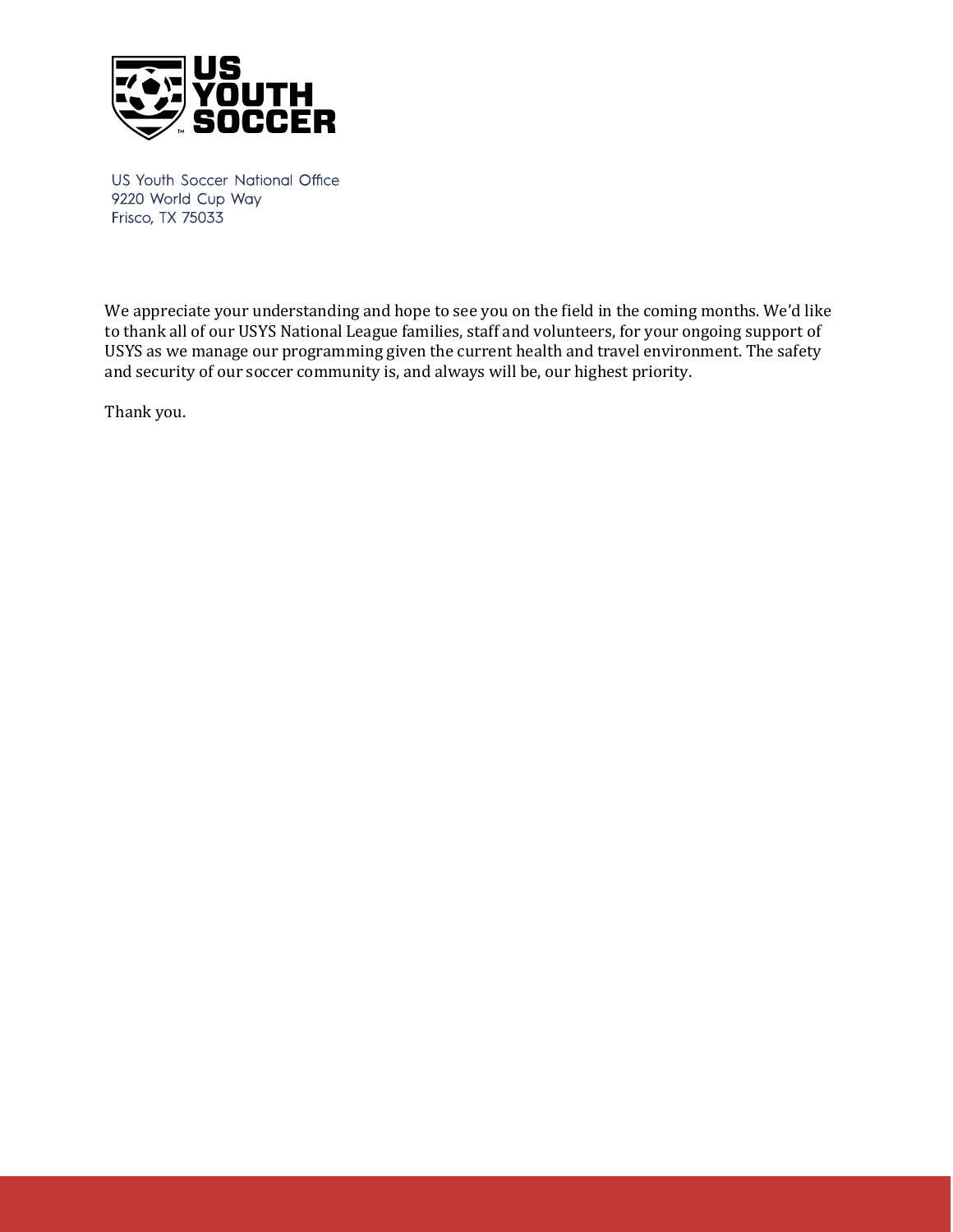US Youth Soccer National Office
9220 World Cup Way
Frisco, TX 75033

We appreciate your understanding and hope to see you on the field in the coming months. We'd like to thank all of our USYS National League families, staff and volunteers, for your ongoing support of USYS as we manage our programming given the current health and travel environment. The safety and security of our soccer community is, and always will be, our highest priority.

Thank you.